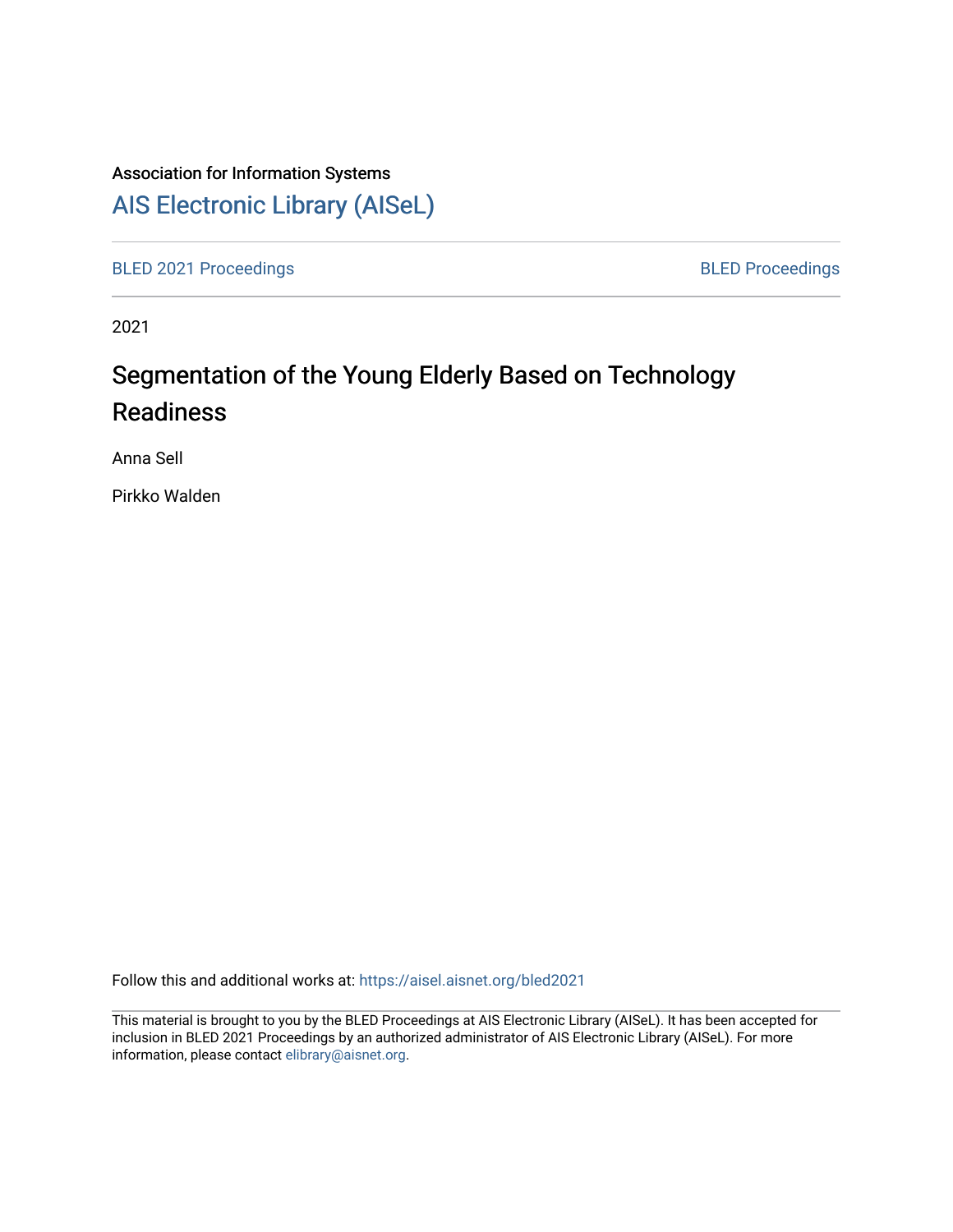Association for Information Systems

# AIS Electronic Library (AISeL)

BLED 2021 Proceedings

BLED Proceedings

2021

# Segmentation of the Young Elderly Based on Technology Readiness

Anna Sell

Pirkko Walden

Follow this and additional works at: https://aisel.aisnet.org/bled2021

This material is brought to you by the BLED Proceedings at AIS Electronic Library (AISeL). It has been accepted for inclusion in BLED 2021 Proceedings by an authorized administrator of AIS Electronic Library (AISeL). For more information, please contact elibrary@aisnet.org.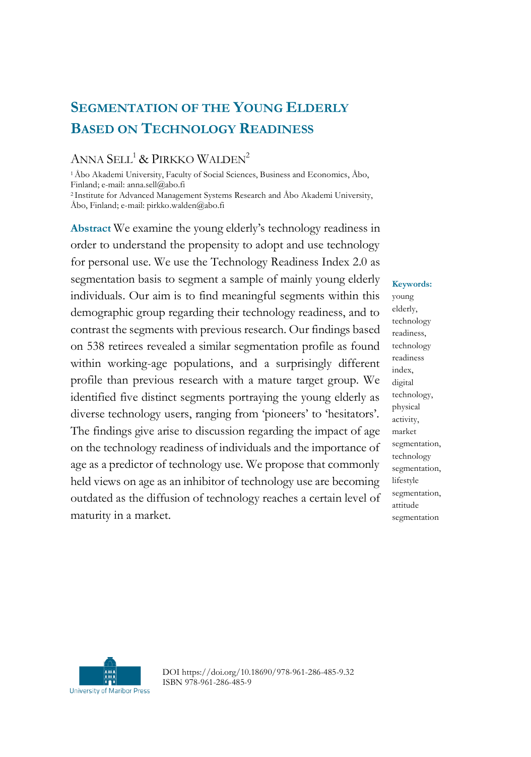# Segmentation of the Young Elderly Based on Technology Readiness

Anna Sell[1] & Pirkko Walden[2]

[1] Åbo Akademi University, Faculty of Social Sciences, Business and Economics, Åbo, Finland; e-mail: anna.sell@abo.fi

[2] Institute for Advanced Management Systems Research and Åbo Akademi University, Åbo, Finland; e-mail: pirkko.walden@abo.fi

**Abstract** We examine the young elderly's technology readiness in order to understand the propensity to adopt and use technology for personal use. We use the Technology Readiness Index 2.0 as segmentation basis to segment a sample of mainly young elderly individuals. Our aim is to find meaningful segments within this demographic group regarding their technology readiness, and to contrast the segments with previous research. Our findings based on 538 retirees revealed a similar segmentation profile as found within working-age populations, and a surprisingly different profile than previous research with a mature target group. We identified five distinct segments portraying the young elderly as diverse technology users, ranging from 'pioneers' to 'hesitators'. The findings give arise to discussion regarding the impact of age on the technology readiness of individuals and the importance of age as a predictor of technology use. We propose that commonly held views on age as an inhibitor of technology use are becoming outdated as the diffusion of technology reaches a certain level of maturity in a market.

**Keywords:** young elderly, technology readiness, technology readiness index, digital technology, physical activity, market segmentation, technology segmentation, lifestyle segmentation, attitude segmentation

DOI https://doi.org/10.18690/978-961-286-485-9.32
ISBN 978-961-286-485-9

University of Maribor Press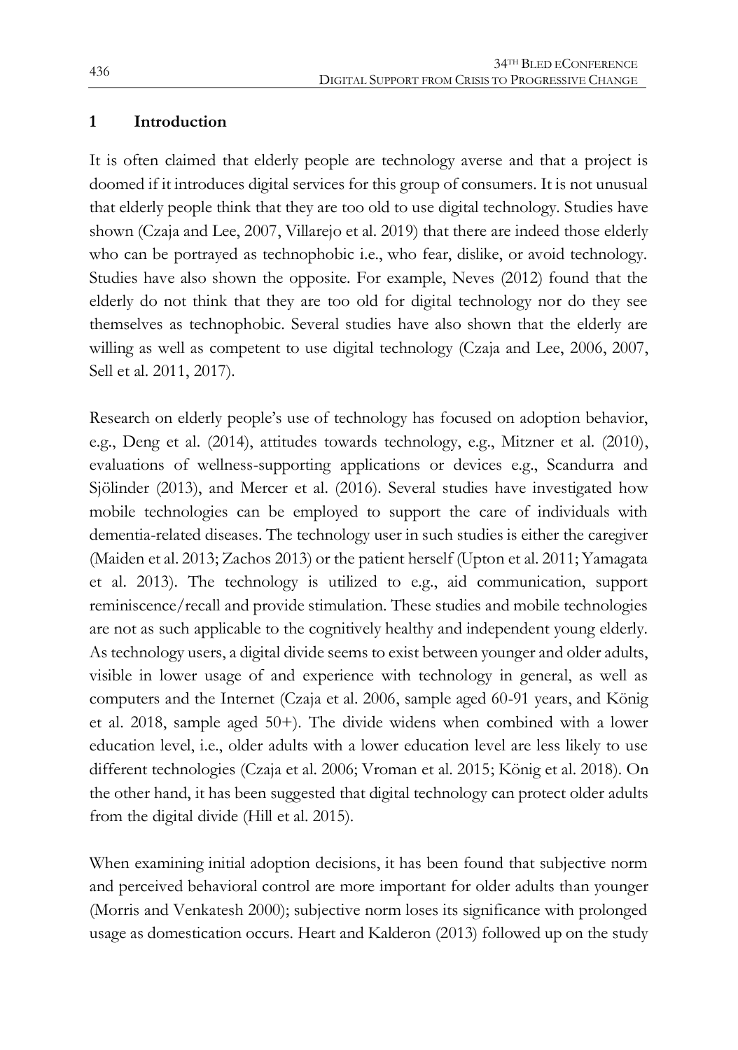# 1 Introduction

It is often claimed that elderly people are technology averse and that a project is doomed if it introduces digital services for this group of consumers. It is not unusual that elderly people think that they are too old to use digital technology. Studies have shown (Czaja and Lee, 2007, Villarejo et al. 2019) that there are indeed those elderly who can be portrayed as technophobic i.e., who fear, dislike, or avoid technology. Studies have also shown the opposite. For example, Neves (2012) found that the elderly do not think that they are too old for digital technology nor do they see themselves as technophobic. Several studies have also shown that the elderly are willing as well as competent to use digital technology (Czaja and Lee, 2006, 2007, Sell et al. 2011, 2017).

Research on elderly people's use of technology has focused on adoption behavior, e.g., Deng et al. (2014), attitudes towards technology, e.g., Mitzner et al. (2010), evaluations of wellness-supporting applications or devices e.g., Scandurra and Sjölinder (2013), and Mercer et al. (2016). Several studies have investigated how mobile technologies can be employed to support the care of individuals with dementia-related diseases. The technology user in such studies is either the caregiver (Maiden et al. 2013; Zachos 2013) or the patient herself (Upton et al. 2011; Yamagata et al. 2013). The technology is utilized to e.g., aid communication, support reminiscence/recall and provide stimulation. These studies and mobile technologies are not as such applicable to the cognitively healthy and independent young elderly. As technology users, a digital divide seems to exist between younger and older adults, visible in lower usage of and experience with technology in general, as well as computers and the Internet (Czaja et al. 2006, sample aged 60-91 years, and König et al. 2018, sample aged 50+). The divide widens when combined with a lower education level, i.e., older adults with a lower education level are less likely to use different technologies (Czaja et al. 2006; Vroman et al. 2015; König et al. 2018). On the other hand, it has been suggested that digital technology can protect older adults from the digital divide (Hill et al. 2015).

When examining initial adoption decisions, it has been found that subjective norm and perceived behavioral control are more important for older adults than younger (Morris and Venkatesh 2000); subjective norm loses its significance with prolonged usage as domestication occurs. Heart and Kalderon (2013) followed up on the study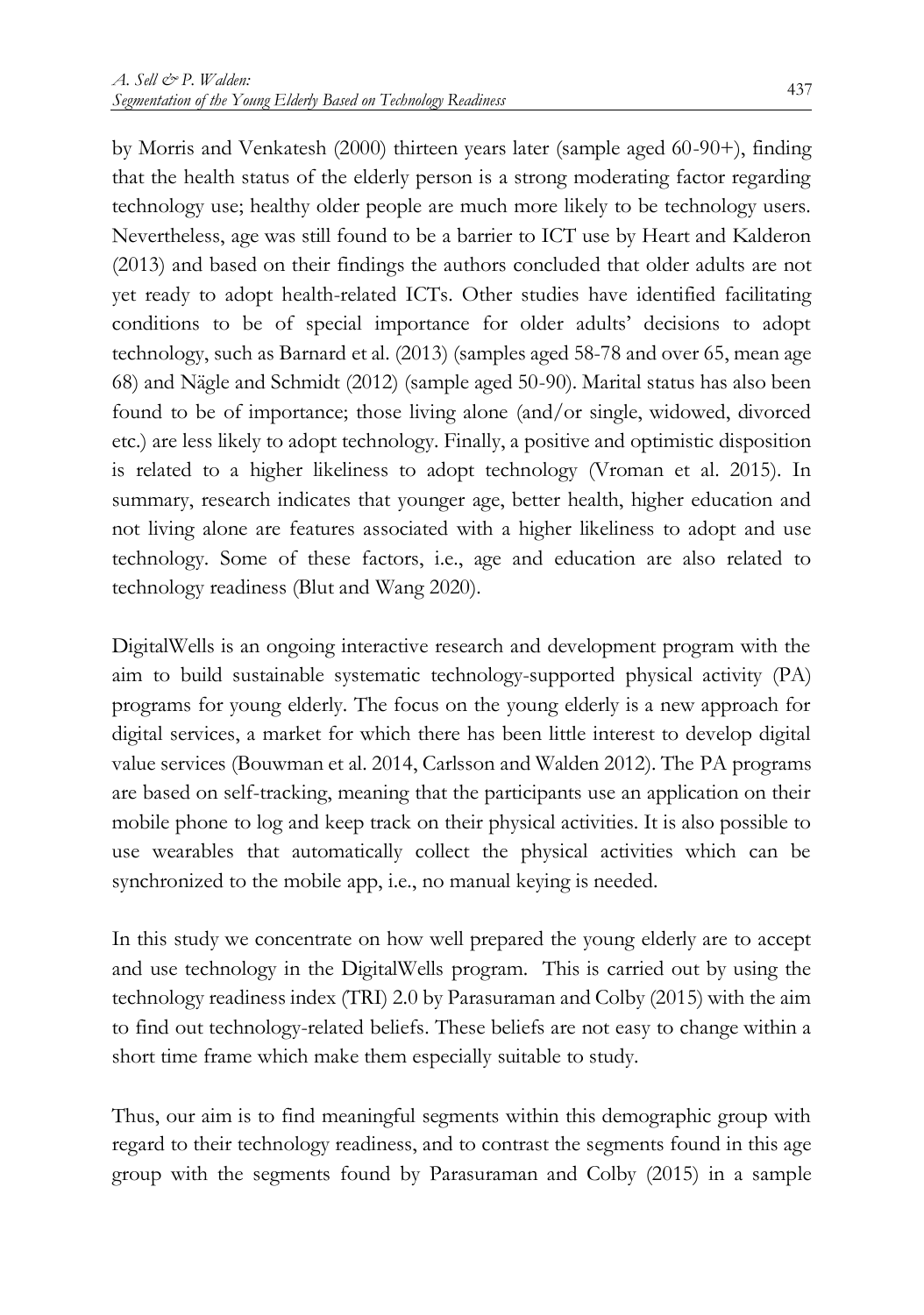by Morris and Venkatesh (2000) thirteen years later (sample aged 60-90+), finding that the health status of the elderly person is a strong moderating factor regarding technology use; healthy older people are much more likely to be technology users. Nevertheless, age was still found to be a barrier to ICT use by Heart and Kalderon (2013) and based on their findings the authors concluded that older adults are not yet ready to adopt health-related ICTs. Other studies have identified facilitating conditions to be of special importance for older adults' decisions to adopt technology, such as Barnard et al. (2013) (samples aged 58-78 and over 65, mean age 68) and Nägle and Schmidt (2012) (sample aged 50-90). Marital status has also been found to be of importance; those living alone (and/or single, widowed, divorced etc.) are less likely to adopt technology. Finally, a positive and optimistic disposition is related to a higher likeliness to adopt technology (Vroman et al. 2015). In summary, research indicates that younger age, better health, higher education and not living alone are features associated with a higher likeliness to adopt and use technology. Some of these factors, i.e., age and education are also related to technology readiness (Blut and Wang 2020).

DigitalWells is an ongoing interactive research and development program with the aim to build sustainable systematic technology-supported physical activity (PA) programs for young elderly. The focus on the young elderly is a new approach for digital services, a market for which there has been little interest to develop digital value services (Bouwman et al. 2014, Carlsson and Walden 2012). The PA programs are based on self-tracking, meaning that the participants use an application on their mobile phone to log and keep track on their physical activities. It is also possible to use wearables that automatically collect the physical activities which can be synchronized to the mobile app, i.e., no manual keying is needed.

In this study we concentrate on how well prepared the young elderly are to accept and use technology in the DigitalWells program. This is carried out by using the technology readiness index (TRI) 2.0 by Parasuraman and Colby (2015) with the aim to find out technology-related beliefs. These beliefs are not easy to change within a short time frame which make them especially suitable to study.

Thus, our aim is to find meaningful segments within this demographic group with regard to their technology readiness, and to contrast the segments found in this age group with the segments found by Parasuraman and Colby (2015) in a sample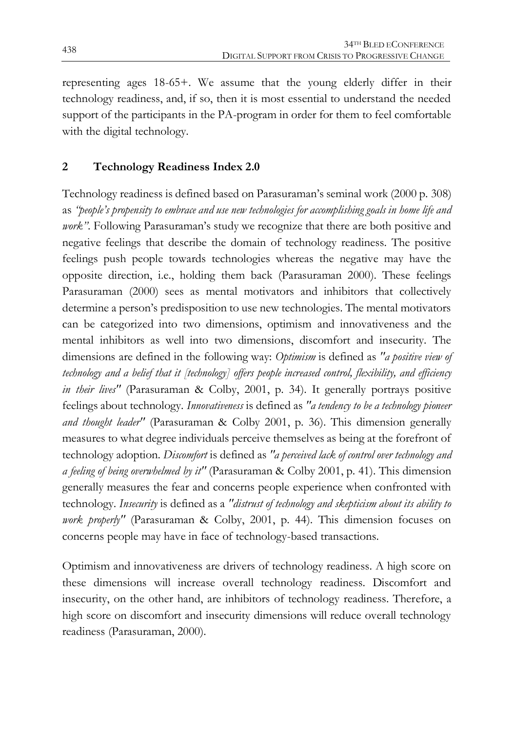representing ages 18-65+. We assume that the young elderly differ in their technology readiness, and, if so, then it is most essential to understand the needed support of the participants in the PA-program in order for them to feel comfortable with the digital technology.

## 2 Technology Readiness Index 2.0

Technology readiness is defined based on Parasuraman's seminal work (2000 p. 308) as *"people's propensity to embrace and use new technologies for accomplishing goals in home life and work"*. Following Parasuraman's study we recognize that there are both positive and negative feelings that describe the domain of technology readiness. The positive feelings push people towards technologies whereas the negative may have the opposite direction, i.e., holding them back (Parasuraman 2000). These feelings Parasuraman (2000) sees as mental motivators and inhibitors that collectively determine a person's predisposition to use new technologies. The mental motivators can be categorized into two dimensions, optimism and innovativeness and the mental inhibitors as well into two dimensions, discomfort and insecurity. The dimensions are defined in the following way: *Optimism* is defined as *"a positive view of technology and a belief that it [technology] offers people increased control, flexibility, and efficiency in their lives"* (Parasuraman & Colby, 2001, p. 34). It generally portrays positive feelings about technology. *Innovativeness* is defined as *"a tendency to be a technology pioneer and thought leader"* (Parasuraman & Colby 2001, p. 36). This dimension generally measures to what degree individuals perceive themselves as being at the forefront of technology adoption. *Discomfort* is defined as *"a perceived lack of control over technology and a feeling of being overwhelmed by it"* (Parasuraman & Colby 2001, p. 41). This dimension generally measures the fear and concerns people experience when confronted with technology. *Insecurity* is defined as a *"distrust of technology and skepticism about its ability to work properly"* (Parasuraman & Colby, 2001, p. 44). This dimension focuses on concerns people may have in face of technology-based transactions.

Optimism and innovativeness are drivers of technology readiness. A high score on these dimensions will increase overall technology readiness. Discomfort and insecurity, on the other hand, are inhibitors of technology readiness. Therefore, a high score on discomfort and insecurity dimensions will reduce overall technology readiness (Parasuraman, 2000).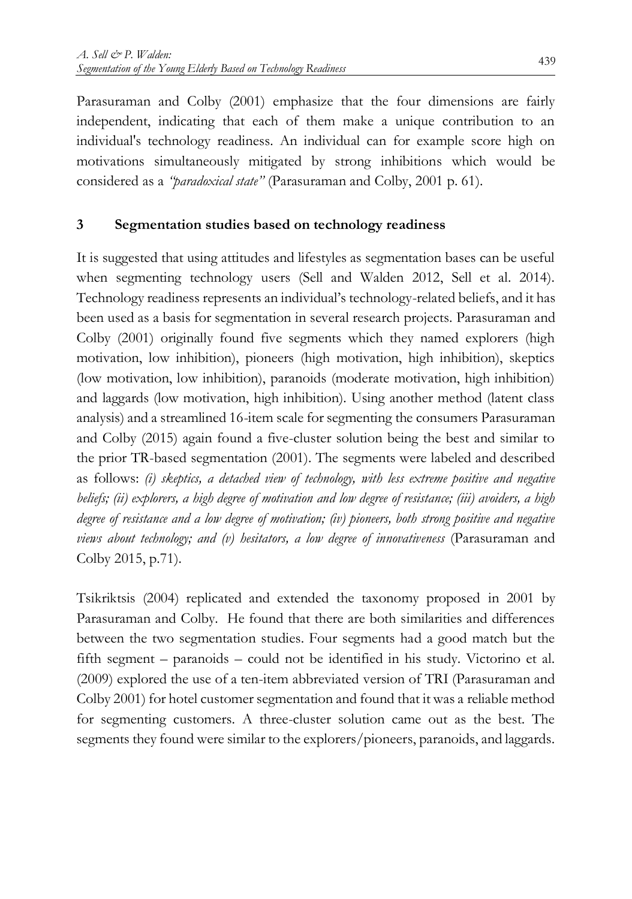Parasuraman and Colby (2001) emphasize that the four dimensions are fairly independent, indicating that each of them make a unique contribution to an individual's technology readiness. An individual can for example score high on motivations simultaneously mitigated by strong inhibitions which would be considered as a *"paradoxical state"* (Parasuraman and Colby, 2001 p. 61).

## 3 Segmentation studies based on technology readiness

It is suggested that using attitudes and lifestyles as segmentation bases can be useful when segmenting technology users (Sell and Walden 2012, Sell et al. 2014). Technology readiness represents an individual's technology-related beliefs, and it has been used as a basis for segmentation in several research projects. Parasuraman and Colby (2001) originally found five segments which they named explorers (high motivation, low inhibition), pioneers (high motivation, high inhibition), skeptics (low motivation, low inhibition), paranoids (moderate motivation, high inhibition) and laggards (low motivation, high inhibition). Using another method (latent class analysis) and a streamlined 16-item scale for segmenting the consumers Parasuraman and Colby (2015) again found a five-cluster solution being the best and similar to the prior TR-based segmentation (2001). The segments were labeled and described as follows: *(i) skeptics, a detached view of technology, with less extreme positive and negative beliefs; (ii) explorers, a high degree of motivation and low degree of resistance; (iii) avoiders, a high degree of resistance and a low degree of motivation; (iv) pioneers, both strong positive and negative views about technology; and (v) hesitators, a low degree of innovativeness* (Parasuraman and Colby 2015, p.71).

Tsikriktsis (2004) replicated and extended the taxonomy proposed in 2001 by Parasuraman and Colby. He found that there are both similarities and differences between the two segmentation studies. Four segments had a good match but the fifth segment – paranoids – could not be identified in his study. Victorino et al. (2009) explored the use of a ten-item abbreviated version of TRI (Parasuraman and Colby 2001) for hotel customer segmentation and found that it was a reliable method for segmenting customers. A three-cluster solution came out as the best. The segments they found were similar to the explorers/pioneers, paranoids, and laggards.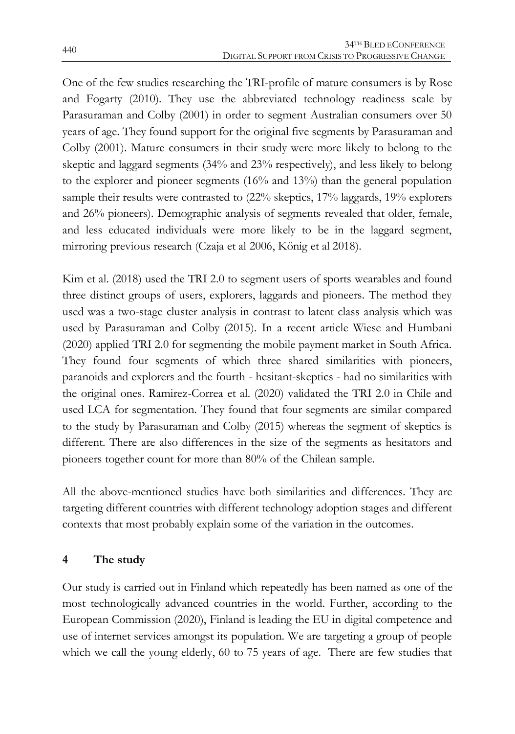One of the few studies researching the TRI-profile of mature consumers is by Rose and Fogarty (2010). They use the abbreviated technology readiness scale by Parasuraman and Colby (2001) in order to segment Australian consumers over 50 years of age. They found support for the original five segments by Parasuraman and Colby (2001). Mature consumers in their study were more likely to belong to the skeptic and laggard segments (34% and 23% respectively), and less likely to belong to the explorer and pioneer segments (16% and 13%) than the general population sample their results were contrasted to (22% skeptics, 17% laggards, 19% explorers and 26% pioneers). Demographic analysis of segments revealed that older, female, and less educated individuals were more likely to be in the laggard segment, mirroring previous research (Czaja et al 2006, König et al 2018).

Kim et al. (2018) used the TRI 2.0 to segment users of sports wearables and found three distinct groups of users, explorers, laggards and pioneers. The method they used was a two-stage cluster analysis in contrast to latent class analysis which was used by Parasuraman and Colby (2015). In a recent article Wiese and Humbani (2020) applied TRI 2.0 for segmenting the mobile payment market in South Africa. They found four segments of which three shared similarities with pioneers, paranoids and explorers and the fourth - hesitant-skeptics - had no similarities with the original ones. Ramirez-Correa et al. (2020) validated the TRI 2.0 in Chile and used LCA for segmentation. They found that four segments are similar compared to the study by Parasuraman and Colby (2015) whereas the segment of skeptics is different. There are also differences in the size of the segments as hesitators and pioneers together count for more than 80% of the Chilean sample.

All the above-mentioned studies have both similarities and differences. They are targeting different countries with different technology adoption stages and different contexts that most probably explain some of the variation in the outcomes.

## 4 The study

Our study is carried out in Finland which repeatedly has been named as one of the most technologically advanced countries in the world. Further, according to the European Commission (2020), Finland is leading the EU in digital competence and use of internet services amongst its population. We are targeting a group of people which we call the young elderly, 60 to 75 years of age. There are few studies that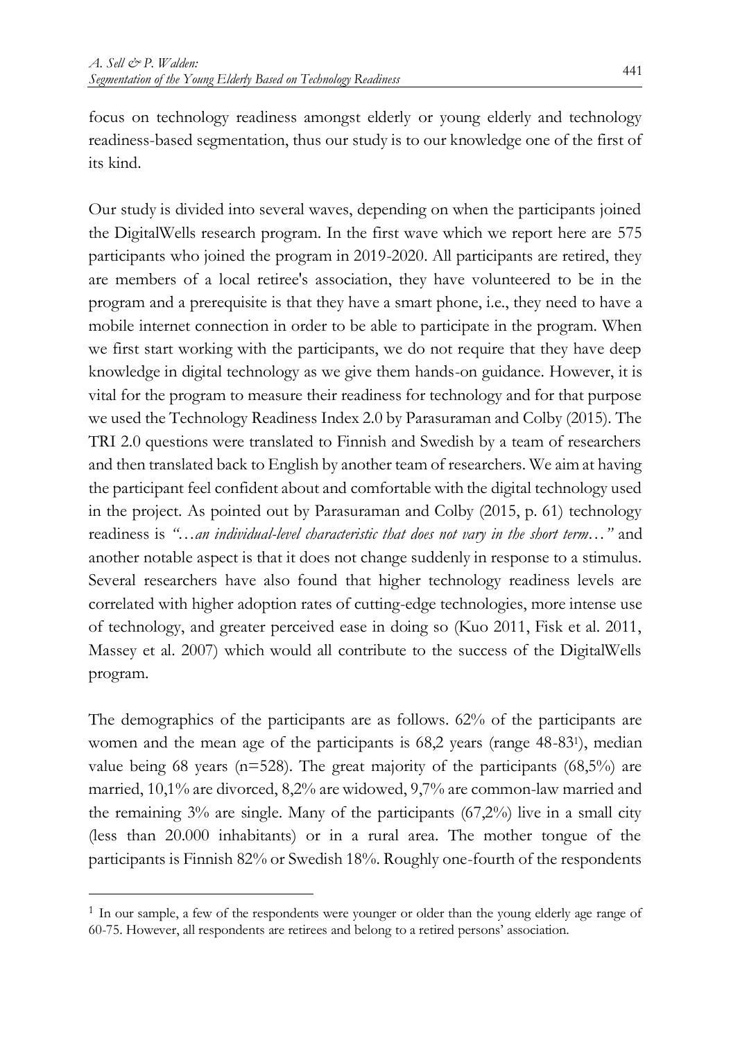focus on technology readiness amongst elderly or young elderly and technology readiness-based segmentation, thus our study is to our knowledge one of the first of its kind.

Our study is divided into several waves, depending on when the participants joined the DigitalWells research program. In the first wave which we report here are 575 participants who joined the program in 2019-2020. All participants are retired, they are members of a local retiree's association, they have volunteered to be in the program and a prerequisite is that they have a smart phone, i.e., they need to have a mobile internet connection in order to be able to participate in the program. When we first start working with the participants, we do not require that they have deep knowledge in digital technology as we give them hands-on guidance. However, it is vital for the program to measure their readiness for technology and for that purpose we used the Technology Readiness Index 2.0 by Parasuraman and Colby (2015). The TRI 2.0 questions were translated to Finnish and Swedish by a team of researchers and then translated back to English by another team of researchers. We aim at having the participant feel confident about and comfortable with the digital technology used in the project. As pointed out by Parasuraman and Colby (2015, p. 61) technology readiness is *"…an individual-level characteristic that does not vary in the short term…"* and another notable aspect is that it does not change suddenly in response to a stimulus. Several researchers have also found that higher technology readiness levels are correlated with higher adoption rates of cutting-edge technologies, more intense use of technology, and greater perceived ease in doing so (Kuo 2011, Fisk et al. 2011, Massey et al. 2007) which would all contribute to the success of the DigitalWells program.

The demographics of the participants are as follows. 62% of the participants are women and the mean age of the participants is 68,2 years (range 48-83[1]), median value being 68 years (n=528). The great majority of the participants (68,5%) are married, 10,1% are divorced, 8,2% are widowed, 9,7% are common-law married and the remaining 3% are single. Many of the participants (67,2%) live in a small city (less than 20.000 inhabitants) or in a rural area. The mother tongue of the participants is Finnish 82% or Swedish 18%. Roughly one-fourth of the respondents

[1] In our sample, a few of the respondents were younger or older than the young elderly age range of 60-75. However, all respondents are retirees and belong to a retired persons' association.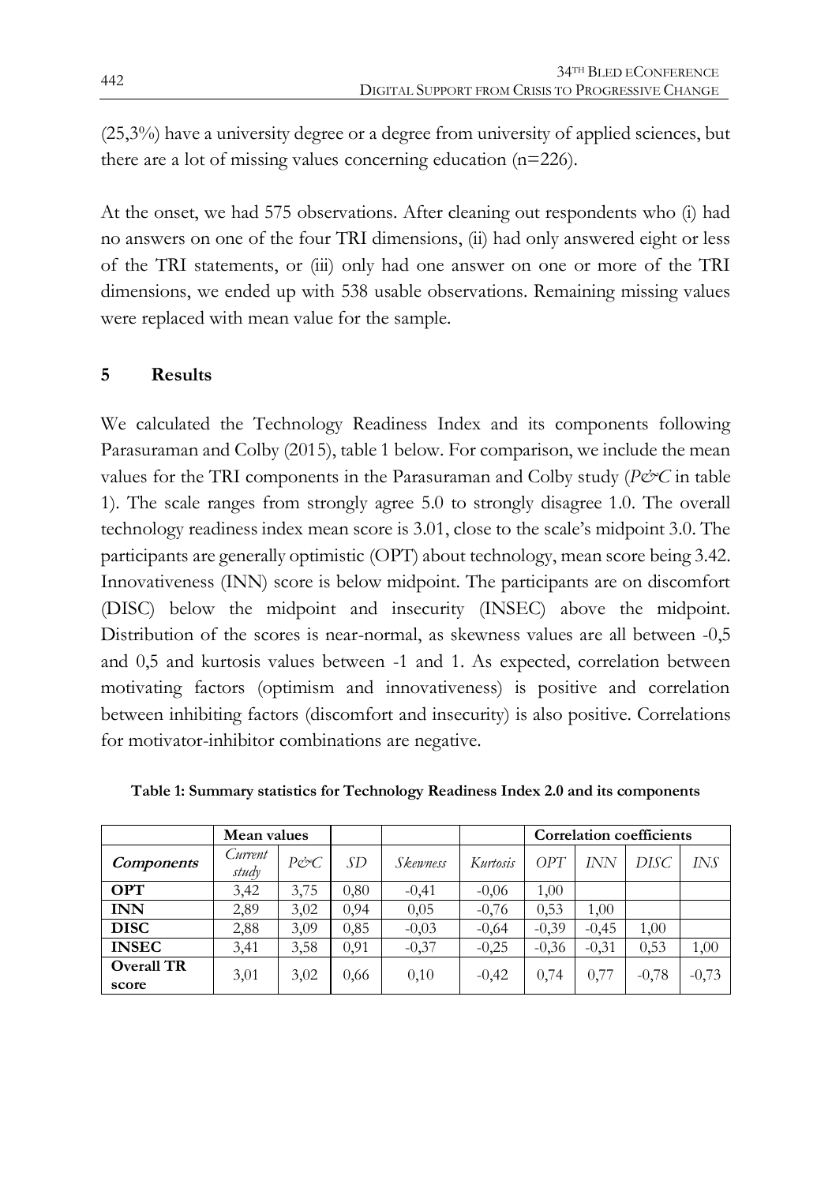(25,3%) have a university degree or a degree from university of applied sciences, but there are a lot of missing values concerning education (n=226).

At the onset, we had 575 observations. After cleaning out respondents who (i) had no answers on one of the four TRI dimensions, (ii) had only answered eight or less of the TRI statements, or (iii) only had one answer on one or more of the TRI dimensions, we ended up with 538 usable observations. Remaining missing values were replaced with mean value for the sample.

## 5 Results

We calculated the Technology Readiness Index and its components following Parasuraman and Colby (2015), table 1 below. For comparison, we include the mean values for the TRI components in the Parasuraman and Colby study (*P&C* in table 1). The scale ranges from strongly agree 5.0 to strongly disagree 1.0. The overall technology readiness index mean score is 3.01, close to the scale's midpoint 3.0. The participants are generally optimistic (OPT) about technology, mean score being 3.42. Innovativeness (INN) score is below midpoint. The participants are on discomfort (DISC) below the midpoint and insecurity (INSEC) above the midpoint. Distribution of the scores is near-normal, as skewness values are all between -0,5 and 0,5 and kurtosis values between -1 and 1. As expected, correlation between motivating factors (optimism and innovativeness) is positive and correlation between inhibiting factors (discomfort and insecurity) is also positive. Correlations for motivator-inhibitor combinations are negative.

**Table 1: Summary statistics for Technology Readiness Index 2.0 and its components**

| | **Mean values** | | | | | **Correlation coefficients** | | | |
|---|---|---|---|---|---|---|---|---|---|
| ***Components*** | *Current study* | *P&C* | *SD* | *Skewness* | *Kurtosis* | *OPT* | *INN* | *DISC* | *INS* |
| **OPT** | 3,42 | 3,75 | 0,80 | -0,41 | -0,06 | 1,00 | | | |
| **INN** | 2,89 | 3,02 | 0,94 | 0,05 | -0,76 | 0,53 | 1,00 | | |
| **DISC** | 2,88 | 3,09 | 0,85 | -0,03 | -0,64 | -0,39 | -0,45 | 1,00 | |
| **INSEC** | 3,41 | 3,58 | 0,91 | -0,37 | -0,25 | -0,36 | -0,31 | 0,53 | 1,00 |
| **Overall TR score** | 3,01 | 3,02 | 0,66 | 0,10 | -0,42 | 0,74 | 0,77 | -0,78 | -0,73 |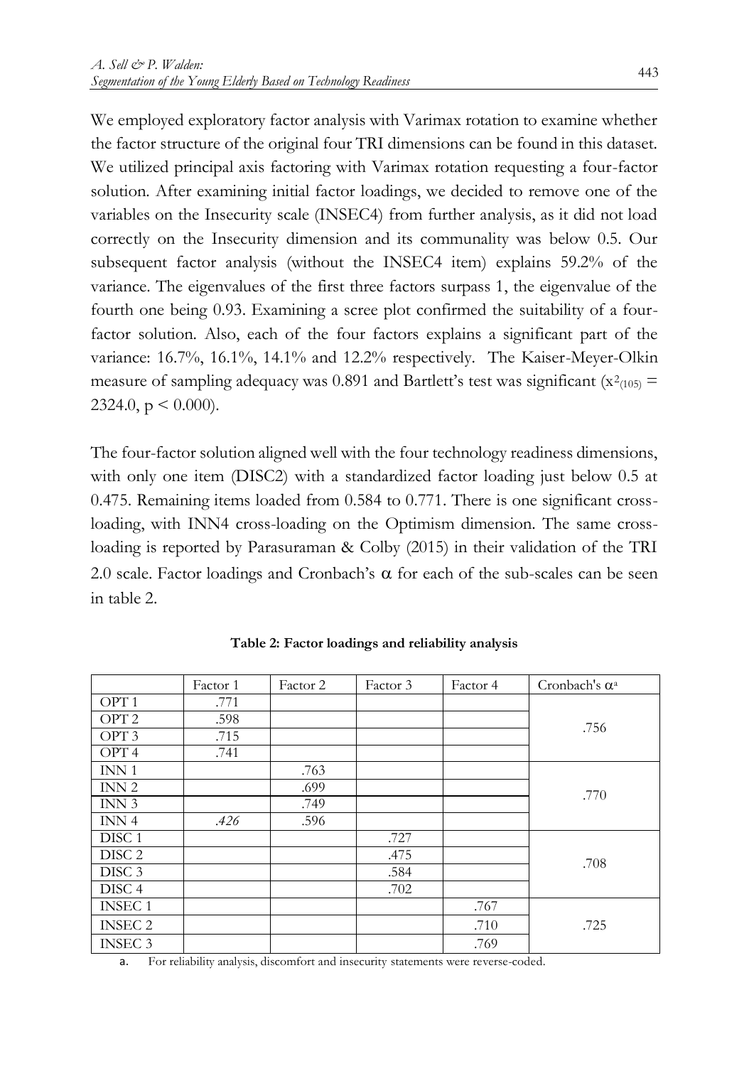We employed exploratory factor analysis with Varimax rotation to examine whether the factor structure of the original four TRI dimensions can be found in this dataset. We utilized principal axis factoring with Varimax rotation requesting a four-factor solution. After examining initial factor loadings, we decided to remove one of the variables on the Insecurity scale (INSEC4) from further analysis, as it did not load correctly on the Insecurity dimension and its communality was below 0.5. Our subsequent factor analysis (without the INSEC4 item) explains 59.2% of the variance. The eigenvalues of the first three factors surpass 1, the eigenvalue of the fourth one being 0.93. Examining a scree plot confirmed the suitability of a four-factor solution. Also, each of the four factors explains a significant part of the variance: 16.7%, 16.1%, 14.1% and 12.2% respectively. The Kaiser-Meyer-Olkin measure of sampling adequacy was 0.891 and Bartlett's test was significant ($x^2_{(105)} = 2324.0$, $p < 0.000$).

The four-factor solution aligned well with the four technology readiness dimensions, with only one item (DISC2) with a standardized factor loading just below 0.5 at 0.475. Remaining items loaded from 0.584 to 0.771. There is one significant cross-loading, with INN4 cross-loading on the Optimism dimension. The same cross-loading is reported by Parasuraman & Colby (2015) in their validation of the TRI 2.0 scale. Factor loadings and Cronbach's α for each of the sub-scales can be seen in table 2.

**Table 2: Factor loadings and reliability analysis**

| | Factor 1 | Factor 2 | Factor 3 | Factor 4 | Cronbach's α[a] |
|---|---|---|---|---|---|
| OPT 1 | .771 | | | | .756 |
| OPT 2 | .598 | | | | |
| OPT 3 | .715 | | | | |
| OPT 4 | .741 | | | | |
| INN 1 | | .763 | | | .770 |
| INN 2 | | .699 | | | |
| INN 3 | | .749 | | | |
| INN 4 | *.426* | .596 | | | |
| DISC 1 | | | .727 | | .708 |
| DISC 2 | | | .475 | | |
| DISC 3 | | | .584 | | |
| DISC 4 | | | .702 | | |
| INSEC 1 | | | | .767 | .725 |
| INSEC 2 | | | | .710 | |
| INSEC 3 | | | | .769 | |

a. For reliability analysis, discomfort and insecurity statements were reverse-coded.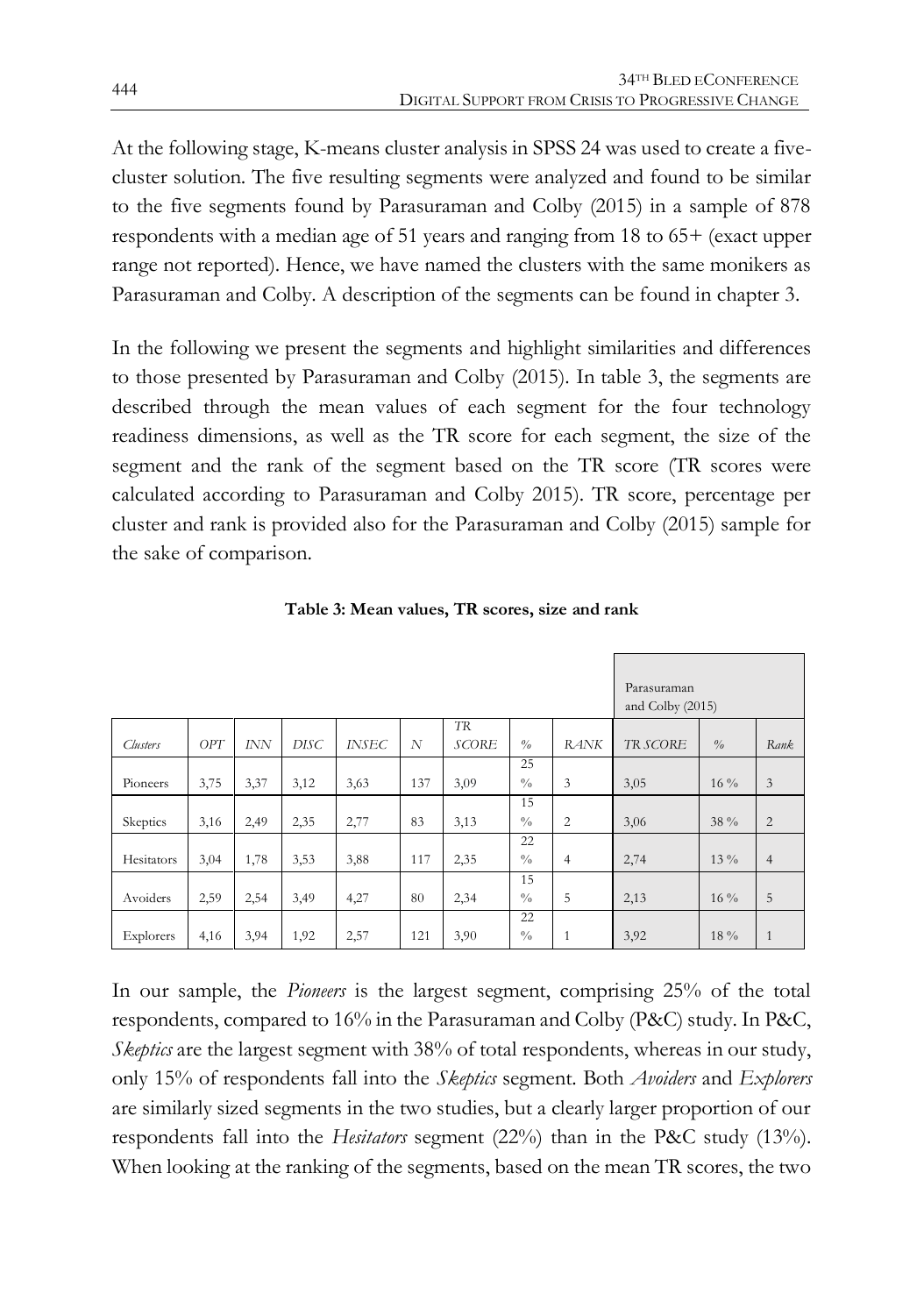At the following stage, K-means cluster analysis in SPSS 24 was used to create a five-cluster solution. The five resulting segments were analyzed and found to be similar to the five segments found by Parasuraman and Colby (2015) in a sample of 878 respondents with a median age of 51 years and ranging from 18 to 65+ (exact upper range not reported). Hence, we have named the clusters with the same monikers as Parasuraman and Colby. A description of the segments can be found in chapter 3.

In the following we present the segments and highlight similarities and differences to those presented by Parasuraman and Colby (2015). In table 3, the segments are described through the mean values of each segment for the four technology readiness dimensions, as well as the TR score for each segment, the size of the segment and the rank of the segment based on the TR score (TR scores were calculated according to Parasuraman and Colby 2015). TR score, percentage per cluster and rank is provided also for the Parasuraman and Colby (2015) sample for the sake of comparison.

**Table 3: Mean values, TR scores, size and rank**

| | | | | | | | | | Parasuraman and Colby (2015) | | |
|---|---|---|---|---|---|---|---|---|---|---|---|
| *Clusters* | *OPT* | *INN* | *DISC* | *INSEC* | *N* | *TR SCORE* | *%* | *RANK* | *TR SCORE* | *%* | *Rank* |
| Pioneers | 3,75 | 3,37 | 3,12 | 3,63 | 137 | 3,09 | 25 % | 3 | 3,05 | 16 % | 3 |
| Skeptics | 3,16 | 2,49 | 2,35 | 2,77 | 83 | 3,13 | 15 % | 2 | 3,06 | 38 % | 2 |
| Hesitators | 3,04 | 1,78 | 3,53 | 3,88 | 117 | 2,35 | 22 % | 4 | 2,74 | 13 % | 4 |
| Avoiders | 2,59 | 2,54 | 3,49 | 4,27 | 80 | 2,34 | 15 % | 5 | 2,13 | 16 % | 5 |
| Explorers | 4,16 | 3,94 | 1,92 | 2,57 | 121 | 3,90 | 22 % | 1 | 3,92 | 18 % | 1 |

In our sample, the *Pioneers* is the largest segment, comprising 25% of the total respondents, compared to 16% in the Parasuraman and Colby (P&C) study. In P&C, *Skeptics* are the largest segment with 38% of total respondents, whereas in our study, only 15% of respondents fall into the *Skeptics* segment. Both *Avoiders* and *Explorers* are similarly sized segments in the two studies, but a clearly larger proportion of our respondents fall into the *Hesitators* segment (22%) than in the P&C study (13%). When looking at the ranking of the segments, based on the mean TR scores, the two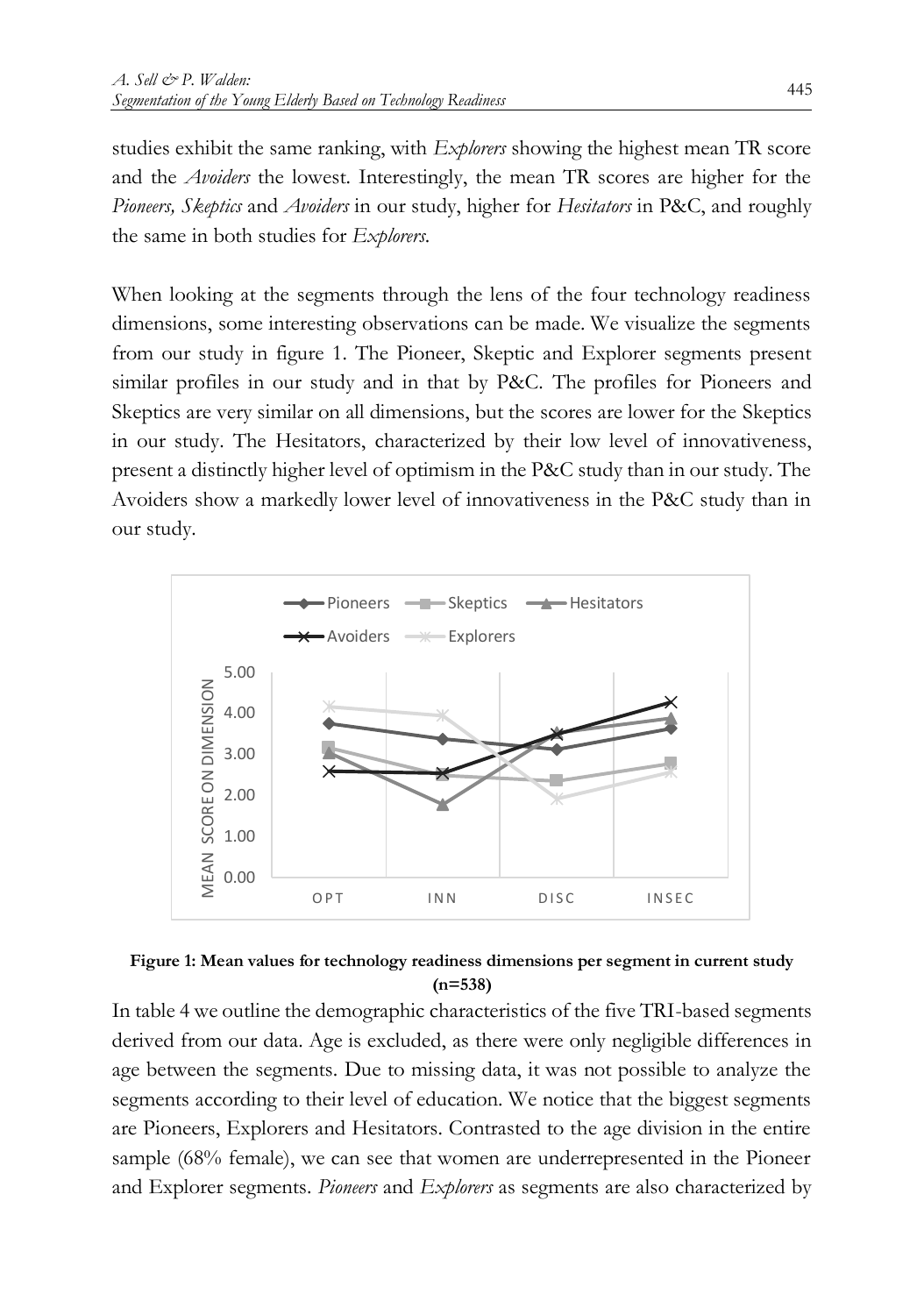studies exhibit the same ranking, with *Explorers* showing the highest mean TR score and the *Avoiders* the lowest. Interestingly, the mean TR scores are higher for the *Pioneers, Skeptics* and *Avoiders* in our study, higher for *Hesitators* in P&C, and roughly the same in both studies for *Explorers.*

When looking at the segments through the lens of the four technology readiness dimensions, some interesting observations can be made. We visualize the segments from our study in figure 1. The Pioneer, Skeptic and Explorer segments present similar profiles in our study and in that by P&C. The profiles for Pioneers and Skeptics are very similar on all dimensions, but the scores are lower for the Skeptics in our study. The Hesitators, characterized by their low level of innovativeness, present a distinctly higher level of optimism in the P&C study than in our study. The Avoiders show a markedly lower level of innovativeness in the P&C study than in our study.

**Figure 1: Mean values for technology readiness dimensions per segment in current study (n=538)**

In table 4 we outline the demographic characteristics of the five TRI-based segments derived from our data. Age is excluded, as there were only negligible differences in age between the segments. Due to missing data, it was not possible to analyze the segments according to their level of education. We notice that the biggest segments are Pioneers, Explorers and Hesitators. Contrasted to the age division in the entire sample (68% female), we can see that women are underrepresented in the Pioneer and Explorer segments. *Pioneers* and *Explorers* as segments are also characterized by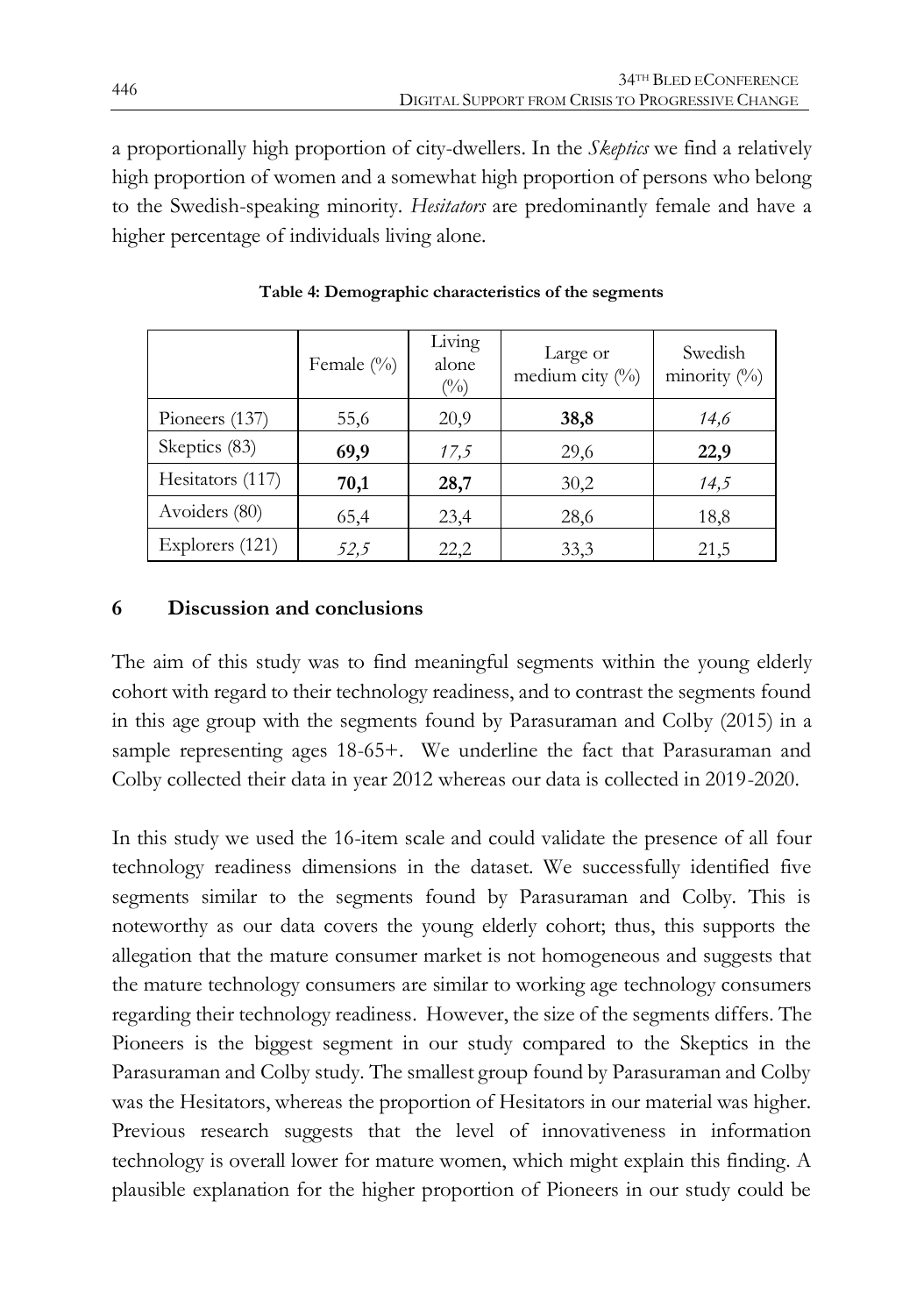a proportionally high proportion of city-dwellers. In the *Skeptics* we find a relatively high proportion of women and a somewhat high proportion of persons who belong to the Swedish-speaking minority. *Hesitators* are predominantly female and have a higher percentage of individuals living alone.

**Table 4: Demographic characteristics of the segments**

| | Female (%) | Living alone (%) | Large or medium city (%) | Swedish minority (%) |
|---|---|---|---|---|
| Pioneers (137) | 55,6 | 20,9 | **38,8** | *14,6* |
| Skeptics (83) | **69,9** | *17,5* | 29,6 | **22,9** |
| Hesitators (117) | **70,1** | **28,7** | 30,2 | *14,5* |
| Avoiders (80) | 65,4 | 23,4 | 28,6 | 18,8 |
| Explorers (121) | *52,5* | 22,2 | 33,3 | 21,5 |

## 6 Discussion and conclusions

The aim of this study was to find meaningful segments within the young elderly cohort with regard to their technology readiness, and to contrast the segments found in this age group with the segments found by Parasuraman and Colby (2015) in a sample representing ages 18-65+. We underline the fact that Parasuraman and Colby collected their data in year 2012 whereas our data is collected in 2019-2020.

In this study we used the 16-item scale and could validate the presence of all four technology readiness dimensions in the dataset. We successfully identified five segments similar to the segments found by Parasuraman and Colby. This is noteworthy as our data covers the young elderly cohort; thus, this supports the allegation that the mature consumer market is not homogeneous and suggests that the mature technology consumers are similar to working age technology consumers regarding their technology readiness. However, the size of the segments differs. The Pioneers is the biggest segment in our study compared to the Skeptics in the Parasuraman and Colby study. The smallest group found by Parasuraman and Colby was the Hesitators, whereas the proportion of Hesitators in our material was higher. Previous research suggests that the level of innovativeness in information technology is overall lower for mature women, which might explain this finding. A plausible explanation for the higher proportion of Pioneers in our study could be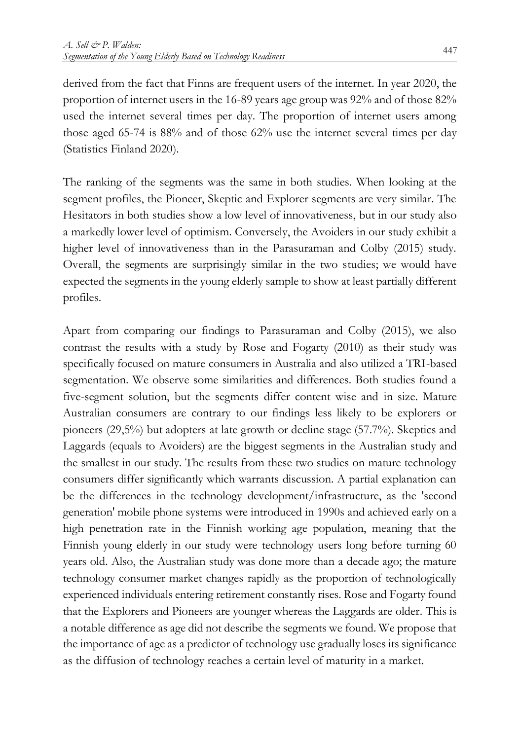derived from the fact that Finns are frequent users of the internet. In year 2020, the proportion of internet users in the 16-89 years age group was 92% and of those 82% used the internet several times per day. The proportion of internet users among those aged 65-74 is 88% and of those 62% use the internet several times per day (Statistics Finland 2020).

The ranking of the segments was the same in both studies. When looking at the segment profiles, the Pioneer, Skeptic and Explorer segments are very similar. The Hesitators in both studies show a low level of innovativeness, but in our study also a markedly lower level of optimism. Conversely, the Avoiders in our study exhibit a higher level of innovativeness than in the Parasuraman and Colby (2015) study. Overall, the segments are surprisingly similar in the two studies; we would have expected the segments in the young elderly sample to show at least partially different profiles.

Apart from comparing our findings to Parasuraman and Colby (2015), we also contrast the results with a study by Rose and Fogarty (2010) as their study was specifically focused on mature consumers in Australia and also utilized a TRI-based segmentation. We observe some similarities and differences. Both studies found a five-segment solution, but the segments differ content wise and in size. Mature Australian consumers are contrary to our findings less likely to be explorers or pioneers (29,5%) but adopters at late growth or decline stage (57.7%). Skeptics and Laggards (equals to Avoiders) are the biggest segments in the Australian study and the smallest in our study. The results from these two studies on mature technology consumers differ significantly which warrants discussion. A partial explanation can be the differences in the technology development/infrastructure, as the 'second generation' mobile phone systems were introduced in 1990s and achieved early on a high penetration rate in the Finnish working age population, meaning that the Finnish young elderly in our study were technology users long before turning 60 years old. Also, the Australian study was done more than a decade ago; the mature technology consumer market changes rapidly as the proportion of technologically experienced individuals entering retirement constantly rises. Rose and Fogarty found that the Explorers and Pioneers are younger whereas the Laggards are older. This is a notable difference as age did not describe the segments we found. We propose that the importance of age as a predictor of technology use gradually loses its significance as the diffusion of technology reaches a certain level of maturity in a market.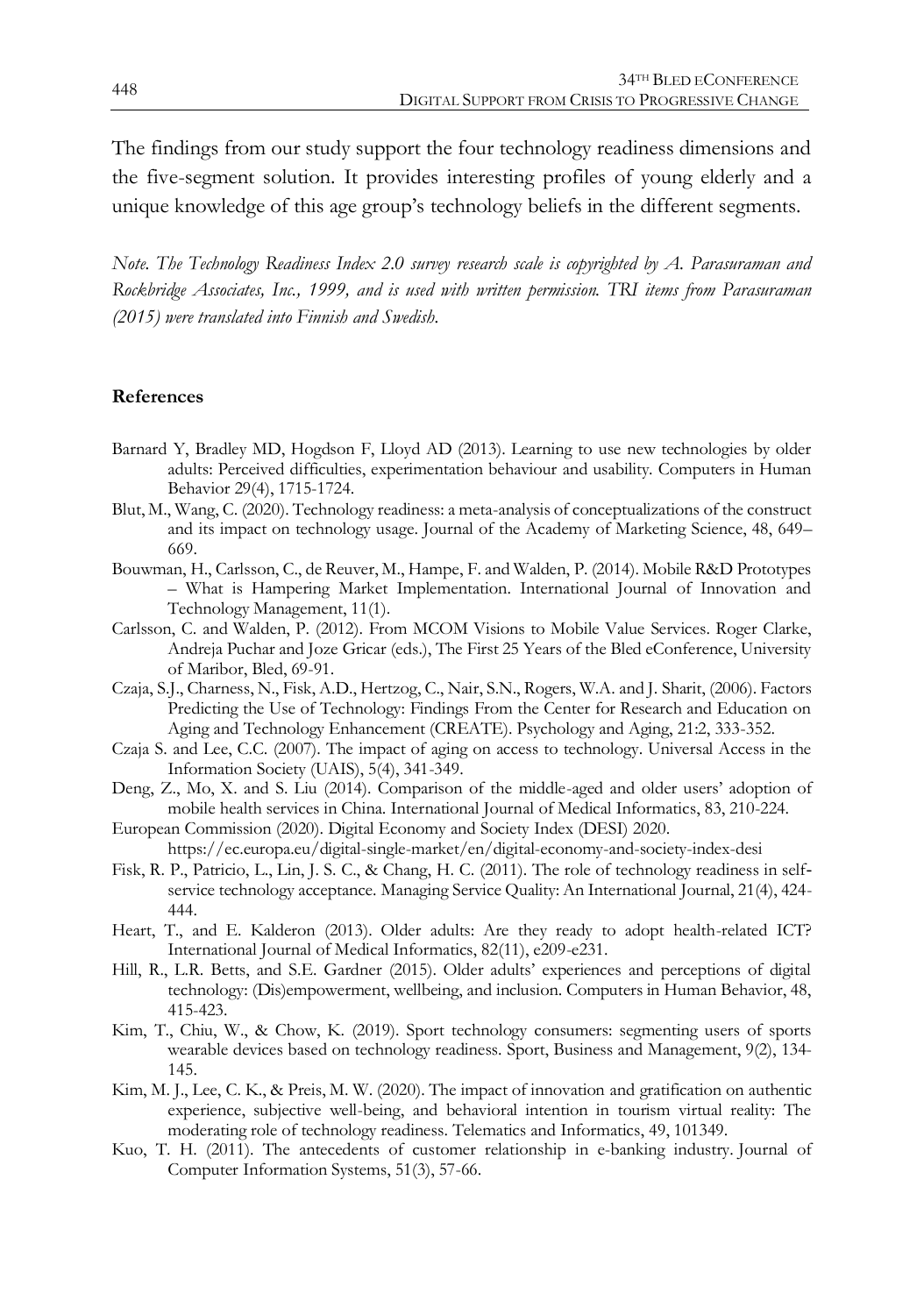The findings from our study support the four technology readiness dimensions and the five-segment solution. It provides interesting profiles of young elderly and a unique knowledge of this age group's technology beliefs in the different segments.

*Note. The Technology Readiness Index 2.0 survey research scale is copyrighted by A. Parasuraman and Rockbridge Associates, Inc., 1999, and is used with written permission. TRI items from Parasuraman (2015) were translated into Finnish and Swedish.*

## References

Barnard Y, Bradley MD, Hogdson F, Lloyd AD (2013). Learning to use new technologies by older adults: Perceived difficulties, experimentation behaviour and usability. Computers in Human Behavior 29(4), 1715-1724.

Blut, M., Wang, C. (2020). Technology readiness: a meta-analysis of conceptualizations of the construct and its impact on technology usage. Journal of the Academy of Marketing Science, 48, 649–669.

Bouwman, H., Carlsson, C., de Reuver, M., Hampe, F. and Walden, P. (2014). Mobile R&D Prototypes – What is Hampering Market Implementation. International Journal of Innovation and Technology Management, 11(1).

Carlsson, C. and Walden, P. (2012). From MCOM Visions to Mobile Value Services. Roger Clarke, Andreja Puchar and Joze Gricar (eds.), The First 25 Years of the Bled eConference, University of Maribor, Bled, 69-91.

Czaja, S.J., Charness, N., Fisk, A.D., Hertzog, C., Nair, S.N., Rogers, W.A. and J. Sharit, (2006). Factors Predicting the Use of Technology: Findings From the Center for Research and Education on Aging and Technology Enhancement (CREATE). Psychology and Aging, 21:2, 333-352.

Czaja S. and Lee, C.C. (2007). The impact of aging on access to technology. Universal Access in the Information Society (UAIS), 5(4), 341-349.

Deng, Z., Mo, X. and S. Liu (2014). Comparison of the middle-aged and older users' adoption of mobile health services in China. International Journal of Medical Informatics, 83, 210-224.

European Commission (2020). Digital Economy and Society Index (DESI) 2020. https://ec.europa.eu/digital-single-market/en/digital-economy-and-society-index-desi

Fisk, R. P., Patricio, L., Lin, J. S. C., & Chang, H. C. (2011). The role of technology readiness in self-service technology acceptance. Managing Service Quality: An International Journal, 21(4), 424-444.

Heart, T., and E. Kalderon (2013). Older adults: Are they ready to adopt health-related ICT? International Journal of Medical Informatics, 82(11), e209-e231.

Hill, R., L.R. Betts, and S.E. Gardner (2015). Older adults' experiences and perceptions of digital technology: (Dis)empowerment, wellbeing, and inclusion. Computers in Human Behavior, 48, 415-423.

Kim, T., Chiu, W., & Chow, K. (2019). Sport technology consumers: segmenting users of sports wearable devices based on technology readiness. Sport, Business and Management, 9(2), 134-145.

Kim, M. J., Lee, C. K., & Preis, M. W. (2020). The impact of innovation and gratification on authentic experience, subjective well-being, and behavioral intention in tourism virtual reality: The moderating role of technology readiness. Telematics and Informatics, 49, 101349.

Kuo, T. H. (2011). The antecedents of customer relationship in e-banking industry. Journal of Computer Information Systems, 51(3), 57-66.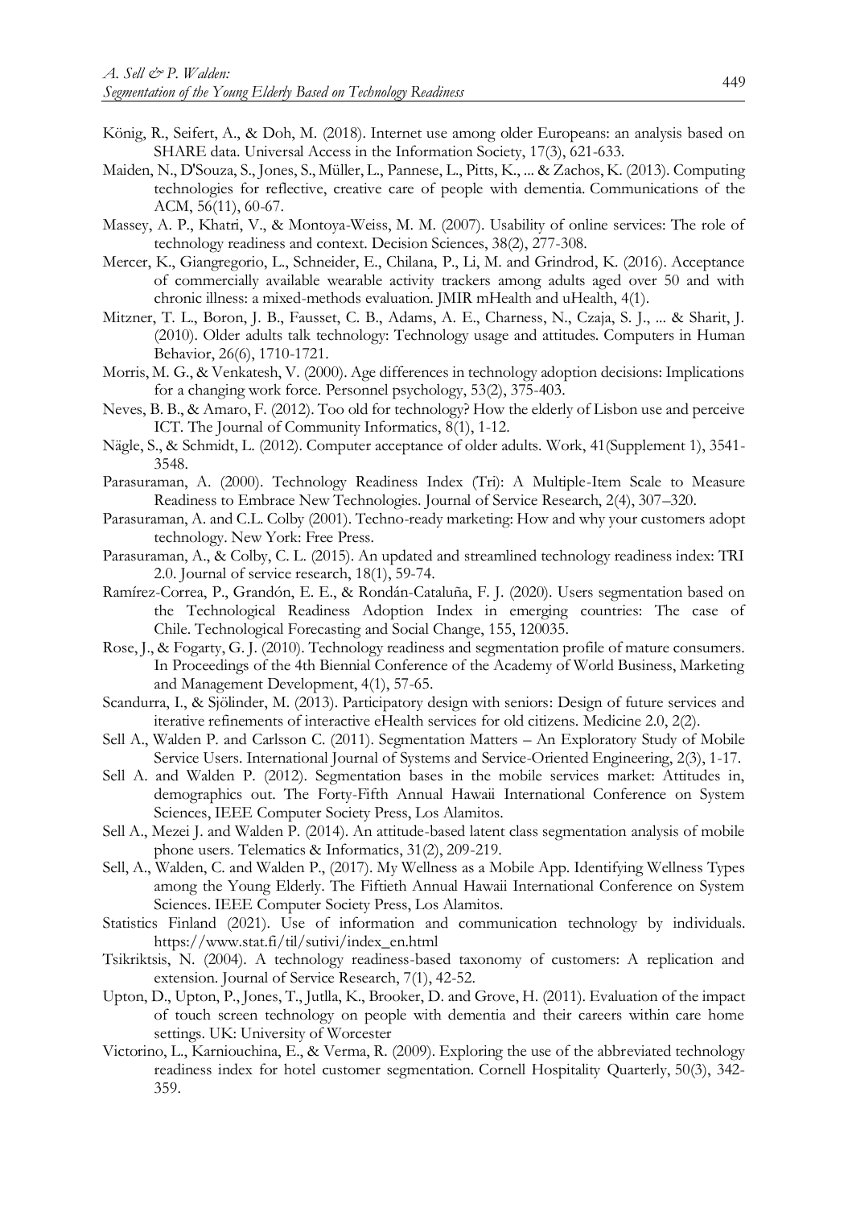König, R., Seifert, A., & Doh, M. (2018). Internet use among older Europeans: an analysis based on SHARE data. Universal Access in the Information Society, 17(3), 621-633.

Maiden, N., D'Souza, S., Jones, S., Müller, L., Pannese, L., Pitts, K., ... & Zachos, K. (2013). Computing technologies for reflective, creative care of people with dementia. Communications of the ACM, 56(11), 60-67.

Massey, A. P., Khatri, V., & Montoya-Weiss, M. M. (2007). Usability of online services: The role of technology readiness and context. Decision Sciences, 38(2), 277-308.

Mercer, K., Giangregorio, L., Schneider, E., Chilana, P., Li, M. and Grindrod, K. (2016). Acceptance of commercially available wearable activity trackers among adults aged over 50 and with chronic illness: a mixed-methods evaluation. JMIR mHealth and uHealth, 4(1).

Mitzner, T. L., Boron, J. B., Fausset, C. B., Adams, A. E., Charness, N., Czaja, S. J., ... & Sharit, J. (2010). Older adults talk technology: Technology usage and attitudes. Computers in Human Behavior, 26(6), 1710-1721.

Morris, M. G., & Venkatesh, V. (2000). Age differences in technology adoption decisions: Implications for a changing work force. Personnel psychology, 53(2), 375-403.

Neves, B. B., & Amaro, F. (2012). Too old for technology? How the elderly of Lisbon use and perceive ICT. The Journal of Community Informatics, 8(1), 1-12.

Nägle, S., & Schmidt, L. (2012). Computer acceptance of older adults. Work, 41(Supplement 1), 3541-3548.

Parasuraman, A. (2000). Technology Readiness Index (Tri): A Multiple-Item Scale to Measure Readiness to Embrace New Technologies. Journal of Service Research, 2(4), 307–320.

Parasuraman, A. and C.L. Colby (2001). Techno-ready marketing: How and why your customers adopt technology. New York: Free Press.

Parasuraman, A., & Colby, C. L. (2015). An updated and streamlined technology readiness index: TRI 2.0. Journal of service research, 18(1), 59-74.

Ramírez-Correa, P., Grandón, E. E., & Rondán-Cataluña, F. J. (2020). Users segmentation based on the Technological Readiness Adoption Index in emerging countries: The case of Chile. Technological Forecasting and Social Change, 155, 120035.

Rose, J., & Fogarty, G. J. (2010). Technology readiness and segmentation profile of mature consumers. In Proceedings of the 4th Biennial Conference of the Academy of World Business, Marketing and Management Development, 4(1), 57-65.

Scandurra, I., & Sjölinder, M. (2013). Participatory design with seniors: Design of future services and iterative refinements of interactive eHealth services for old citizens. Medicine 2.0, 2(2).

Sell A., Walden P. and Carlsson C. (2011). Segmentation Matters – An Exploratory Study of Mobile Service Users. International Journal of Systems and Service-Oriented Engineering, 2(3), 1-17.

Sell A. and Walden P. (2012). Segmentation bases in the mobile services market: Attitudes in, demographics out. The Forty-Fifth Annual Hawaii International Conference on System Sciences, IEEE Computer Society Press, Los Alamitos.

Sell A., Mezei J. and Walden P. (2014). An attitude-based latent class segmentation analysis of mobile phone users. Telematics & Informatics, 31(2), 209-219.

Sell, A., Walden, C. and Walden P., (2017). My Wellness as a Mobile App. Identifying Wellness Types among the Young Elderly. The Fiftieth Annual Hawaii International Conference on System Sciences. IEEE Computer Society Press, Los Alamitos.

Statistics Finland (2021). Use of information and communication technology by individuals. https://www.stat.fi/til/sutivi/index_en.html

Tsikriktsis, N. (2004). A technology readiness-based taxonomy of customers: A replication and extension. Journal of Service Research, 7(1), 42-52.

Upton, D., Upton, P., Jones, T., Jutlla, K., Brooker, D. and Grove, H. (2011). Evaluation of the impact of touch screen technology on people with dementia and their careers within care home settings. UK: University of Worcester

Victorino, L., Karniouchina, E., & Verma, R. (2009). Exploring the use of the abbreviated technology readiness index for hotel customer segmentation. Cornell Hospitality Quarterly, 50(3), 342-359.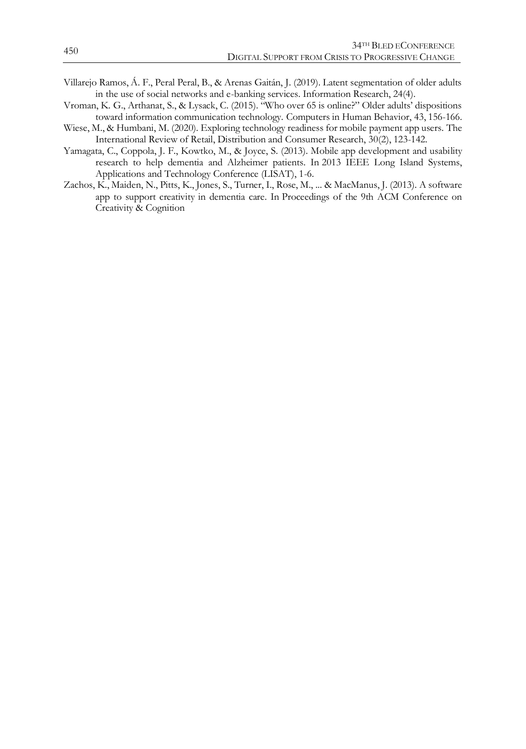Villarejo Ramos, Á. F., Peral Peral, B., & Arenas Gaitán, J. (2019). Latent segmentation of older adults in the use of social networks and e-banking services. Information Research, 24(4).

Vroman, K. G., Arthanat, S., & Lysack, C. (2015). "Who over 65 is online?" Older adults' dispositions toward information communication technology. Computers in Human Behavior, 43, 156-166.

Wiese, M., & Humbani, M. (2020). Exploring technology readiness for mobile payment app users. The International Review of Retail, Distribution and Consumer Research, 30(2), 123-142.

Yamagata, C., Coppola, J. F., Kowtko, M., & Joyce, S. (2013). Mobile app development and usability research to help dementia and Alzheimer patients. In 2013 IEEE Long Island Systems, Applications and Technology Conference (LISAT), 1-6.

Zachos, K., Maiden, N., Pitts, K., Jones, S., Turner, I., Rose, M., ... & MacManus, J. (2013). A software app to support creativity in dementia care. In Proceedings of the 9th ACM Conference on Creativity & Cognition